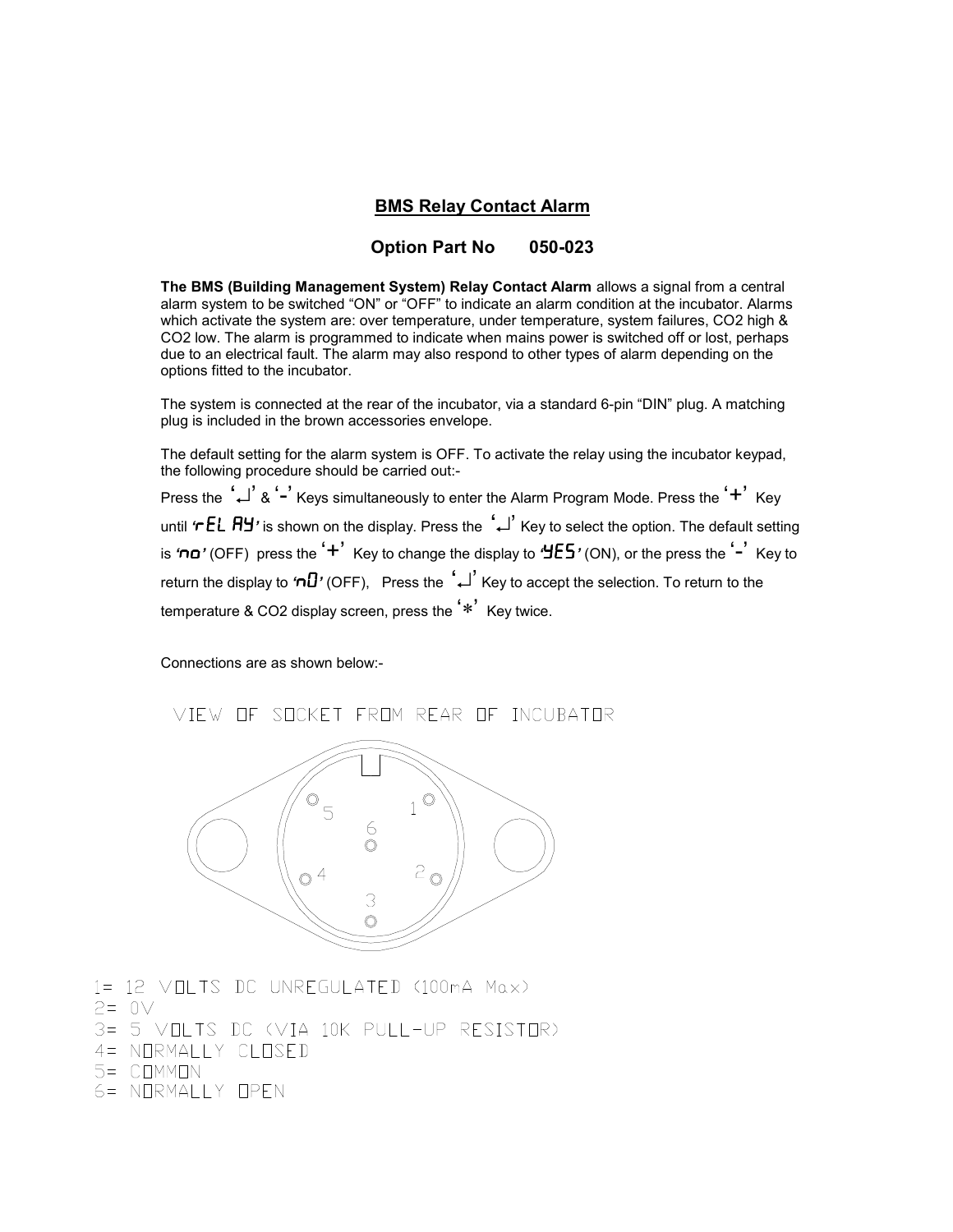## BMS Relay Contact Alarm

### Option Part No 050-023

**The BMS (Building Management System) Relay Contact Alarm** allows a signal from a central alarm system to be switched "ON" or "OFF" to indicate an alarm condition at the incubator. Alarms which activate the system are: over temperature, under temperature, system failures, CO2 high & CO2 low. The alarm is programmed to indicate when mains power is switched off or lost, perhaps due to an electrical fault. The alarm may also respond to other types of alarm depending on the options fitted to the incubator.

The system is connected at the rear of the incubator, via a standard 6-pin "DIN" plug. A matching plug is included in the brown accessories envelope.

The default setting for the alarm system is OFF. To activate the relay using the incubator keypad, the following procedure should be carried out:-

Press the '↵' & '-' Keys simultaneously to enter the Alarm Program Mode. Press the '+' Key until '**rEL AY**' is shown on the display. Press the '↵' Key to select the option. The default setting is '**no**' (OFF) press the '+' Key to change the display to '**YES**' (ON), or the press the '-' Key to return the display to '**nO**' (OFF), Press the '↵' Key to accept the selection. To return to the temperature & CO2 display screen, press the '*' Key twice.

Connections are as shown below:-

VIEW OF SOCKET FROM REAR OF INCUBATOR

1= 12 VOLTS DC UNREGULATED (100mA Max)
2= 0V
3= 5 VOLTS DC (VIA 10K PULL-UP RESISTOR)
4= NORMALLY CLOSED
5= COMMON
6= NORMALLY OPEN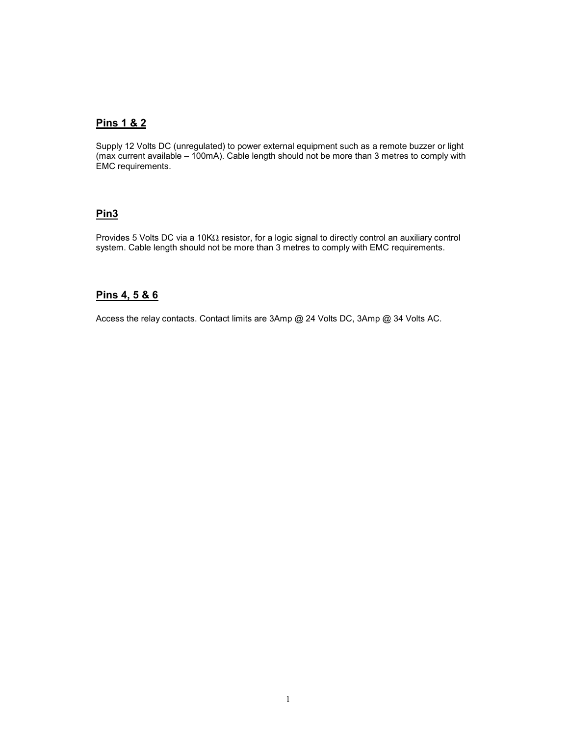## Pins 1 & 2

Supply 12 Volts DC (unregulated) to power external equipment such as a remote buzzer or light (max current available – 100mA). Cable length should not be more than 3 metres to comply with EMC requirements.

## Pin3

Provides 5 Volts DC via a 10KΩ resistor, for a logic signal to directly control an auxiliary control system. Cable length should not be more than 3 metres to comply with EMC requirements.

## Pins 4, 5 & 6

Access the relay contacts. Contact limits are 3Amp @ 24 Volts DC, 3Amp @ 34 Volts AC.